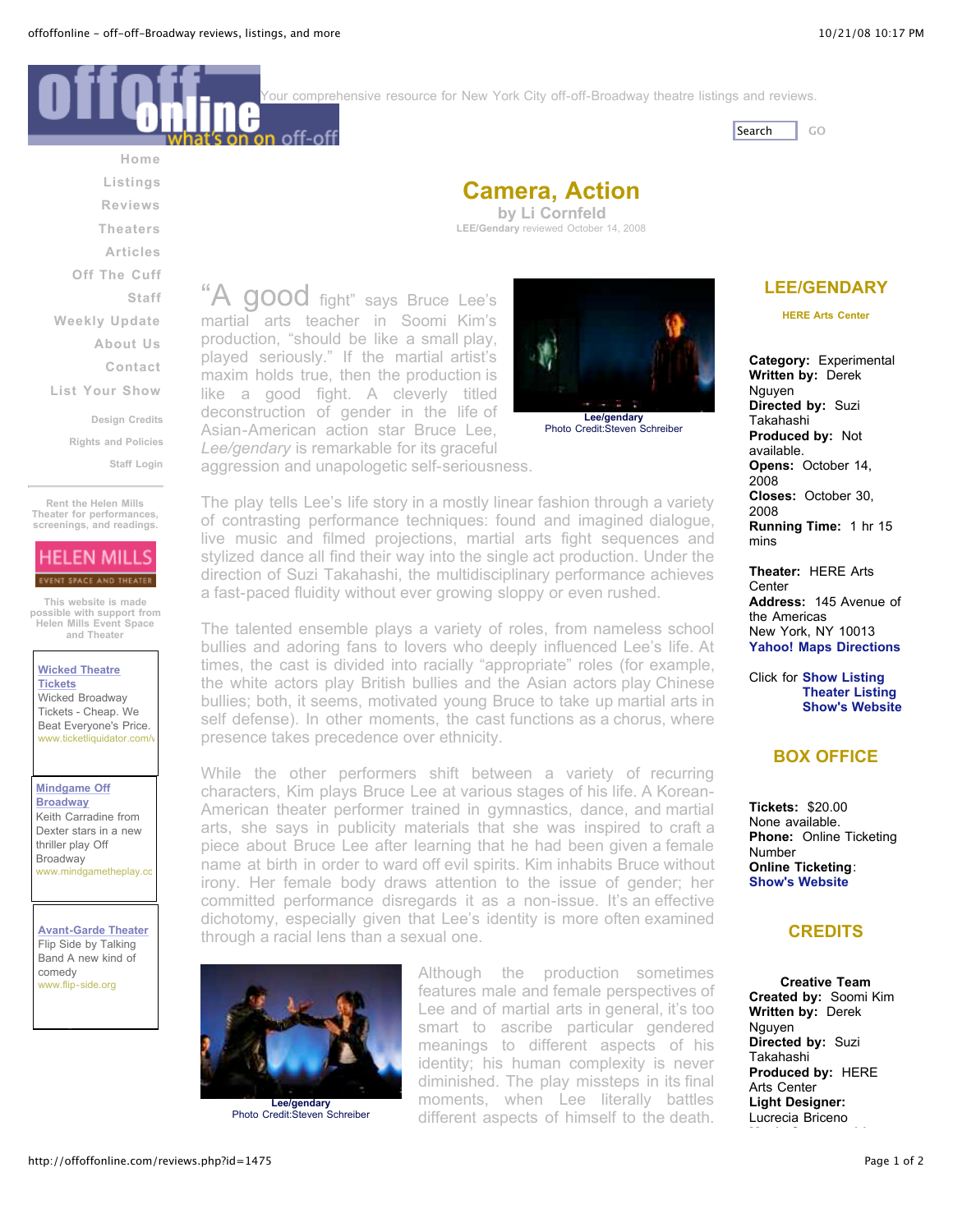# Camera, Action

**by Li Cornfeld**

**LEE/Gendary** reviewed October 14, 2008

"A good fight" says Bruce Lee's martial arts teacher in Soomi Kim's production, "should be like a small play, played seriously." If the martial artist's maxim holds true, then the production is like a good fight. A cleverly titled deconstruction of gender in the life of Asian-American action star Bruce Lee, *Lee/gendary* is remarkable for its graceful aggression and unapologetic self-seriousness.

**Lee/gendary**
Photo Credit:Steven Schreiber

The play tells Lee's life story in a mostly linear fashion through a variety of contrasting performance techniques: found and imagined dialogue, live music and filmed projections, martial arts fight sequences and stylized dance all find their way into the single act production. Under the direction of Suzi Takahashi, the multidisciplinary performance achieves a fast-paced fluidity without ever growing sloppy or even rushed.

The talented ensemble plays a variety of roles, from nameless school bullies and adoring fans to lovers who deeply influenced Lee's life. At times, the cast is divided into racially "appropriate" roles (for example, the white actors play British bullies and the Asian actors play Chinese bullies; both, it seems, motivated young Bruce to take up martial arts in self defense). In other moments, the cast functions as a chorus, where presence takes precedence over ethnicity.

While the other performers shift between a variety of recurring characters, Kim plays Bruce Lee at various stages of his life. A Korean-American theater performer trained in gymnastics, dance, and martial arts, she says in publicity materials that she was inspired to craft a piece about Bruce Lee after learning that he had been given a female name at birth in order to ward off evil spirits. Kim inhabits Bruce without irony. Her female body draws attention to the issue of gender; her committed performance disregards it as a non-issue. It's an effective dichotomy, especially given that Lee's identity is more often examined through a racial lens than a sexual one.

**Lee/gendary**
Photo Credit:Steven Schreiber

Although the production sometimes features male and female perspectives of Lee and of martial arts in general, it's too smart to ascribe particular gendered meanings to different aspects of his identity; his human complexity is never diminished. The play missteps in its final moments, when Lee literally battles different aspects of himself to the death.

## LEE/GENDARY

**HERE Arts Center**

**Category:** Experimental
**Written by:** Derek Nguyen
**Directed by:** Suzi Takahashi
**Produced by:** Not available.
**Opens:** October 14, 2008
**Closes:** October 30, 2008
**Running Time:** 1 hr 15 mins

**Theater:** HERE Arts Center
**Address:** 145 Avenue of the Americas
New York, NY 10013
**Yahoo! Maps Directions**

Click for **Show Listing**
**Theater Listing**
**Show's Website**

## BOX OFFICE

**Tickets:** $20.00
None available.
**Phone:** Online Ticketing Number
**Online Ticketing**: **Show's Website**

## CREDITS

**Creative Team**
**Created by:** Soomi Kim
**Written by:** Derek Nguyen
**Directed by:** Suzi Takahashi
**Produced by:** HERE Arts Center
**Light Designer:** Lucrecia Briceno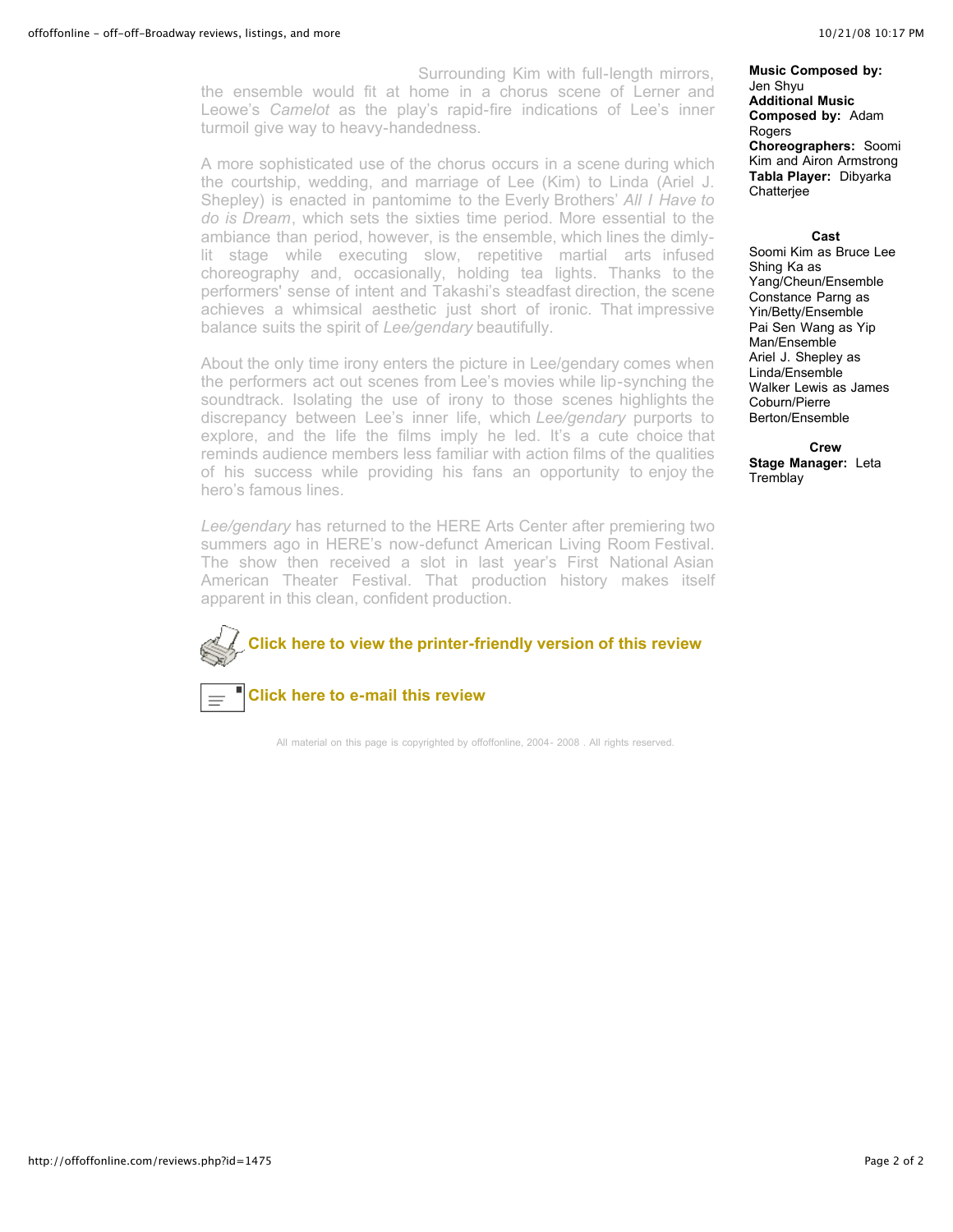Surrounding Kim with full-length mirrors, the ensemble would fit at home in a chorus scene of Lerner and Leowe's *Camelot* as the play's rapid-fire indications of Lee's inner turmoil give way to heavy-handedness.

A more sophisticated use of the chorus occurs in a scene during which the courtship, wedding, and marriage of Lee (Kim) to Linda (Ariel J. Shepley) is enacted in pantomime to the Everly Brothers' *All I Have to do is Dream*, which sets the sixties time period. More essential to the ambiance than period, however, is the ensemble, which lines the dimly-lit stage while executing slow, repetitive martial arts infused choreography and, occasionally, holding tea lights. Thanks to the performers' sense of intent and Takashi's steadfast direction, the scene achieves a whimsical aesthetic just short of ironic. That impressive balance suits the spirit of *Lee/gendary* beautifully.

About the only time irony enters the picture in Lee/gendary comes when the performers act out scenes from Lee's movies while lip-synching the soundtrack. Isolating the use of irony to those scenes highlights the discrepancy between Lee's inner life, which *Lee/gendary* purports to explore, and the life the films imply he led. It's a cute choice that reminds audience members less familiar with action films of the qualities of his success while providing his fans an opportunity to enjoy the hero's famous lines.

*Lee/gendary* has returned to the HERE Arts Center after premiering two summers ago in HERE's now-defunct American Living Room Festival. The show then received a slot in last year's First National Asian American Theater Festival. That production history makes itself apparent in this clean, confident production.

**Click here to view the printer-friendly version of this review**

**Click here to e-mail this review**

All material on this page is copyrighted by offoffonline, 2004- 2008 . All rights reserved.

**Music Composed by:** Jen Shyu
**Additional Music Composed by:** Adam Rogers
**Choreographers:** Soomi Kim and Airon Armstrong
**Tabla Player:** Dibyarka Chatterjee

**Cast**

Soomi Kim as Bruce Lee
Shing Ka as Yang/Cheun/Ensemble
Constance Parng as Yin/Betty/Ensemble
Pai Sen Wang as Yip Man/Ensemble
Ariel J. Shepley as Linda/Ensemble
Walker Lewis as James Coburn/Pierre Berton/Ensemble

**Crew**

**Stage Manager:** Leta Tremblay